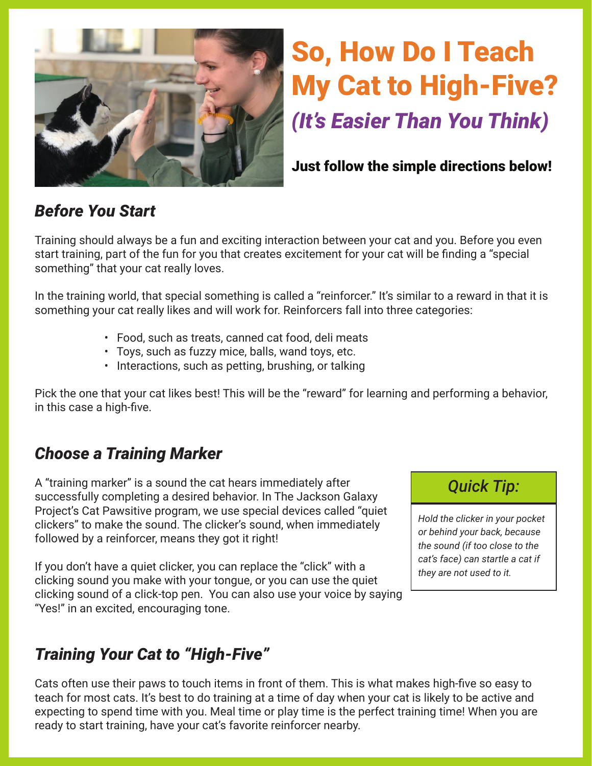# So, How Do I Teach My Cat to High-Five?

## *(It's Easier Than You Think)*

**Just follow the simple directions below!**

### *Before You Start*

Training should always be a fun and exciting interaction between your cat and you. Before you even start training, part of the fun for you that creates excitement for your cat will be finding a "special something" that your cat really loves.

In the training world, that special something is called a "reinforcer." It's similar to a reward in that it is something your cat really likes and will work for. Reinforcers fall into three categories:

- Food, such as treats, canned cat food, deli meats
- Toys, such as fuzzy mice, balls, wand toys, etc.
- Interactions, such as petting, brushing, or talking

Pick the one that your cat likes best! This will be the "reward" for learning and performing a behavior, in this case a high-five.

### *Choose a Training Marker*

A "training marker" is a sound the cat hears immediately after successfully completing a desired behavior. In The Jackson Galaxy Project's Cat Pawsitive program, we use special devices called "quiet clickers" to make the sound. The clicker's sound, when immediately followed by a reinforcer, means they got it right!

If you don't have a quiet clicker, you can replace the "click" with a clicking sound you make with your tongue, or you can use the quiet clicking sound of a click-top pen. You can also use your voice by saying "Yes!" in an excited, encouraging tone.

> **Quick Tip:**
>
> *Hold the clicker in your pocket or behind your back, because the sound (if too close to the cat's face) can startle a cat if they are not used to it.*

### *Training Your Cat to "High-Five"*

Cats often use their paws to touch items in front of them. This is what makes high-five so easy to teach for most cats. It's best to do training at a time of day when your cat is likely to be active and expecting to spend time with you. Meal time or play time is the perfect training time! When you are ready to start training, have your cat's favorite reinforcer nearby.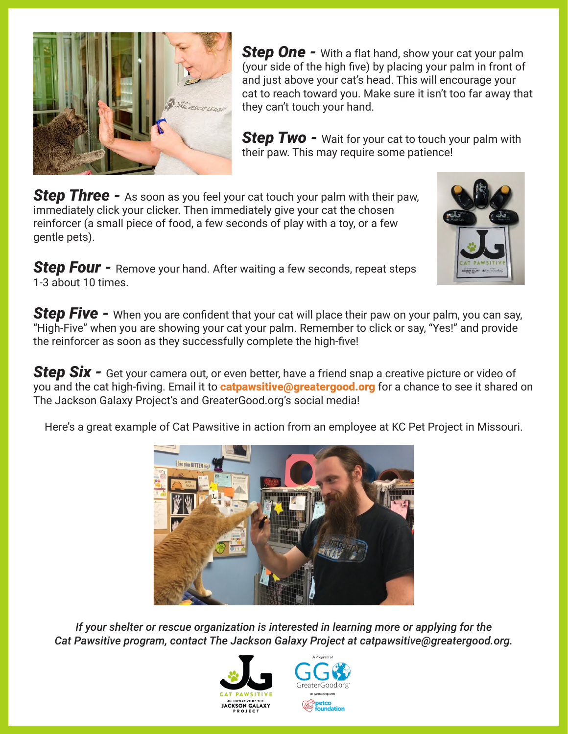**Step One -** With a flat hand, show your cat your palm (your side of the high five) by placing your palm in front of and just above your cat's head. This will encourage your cat to reach toward you. Make sure it isn't too far away that they can't touch your hand.

**Step Two -** Wait for your cat to touch your palm with their paw. This may require some patience!

**Step Three -** As soon as you feel your cat touch your palm with their paw, immediately click your clicker. Then immediately give your cat the chosen reinforcer (a small piece of food, a few seconds of play with a toy, or a few gentle pets).

**Step Four -** Remove your hand. After waiting a few seconds, repeat steps 1-3 about 10 times.

**Step Five -** When you are confident that your cat will place their paw on your palm, you can say, "High-Five" when you are showing your cat your palm. Remember to click or say, "Yes!" and provide the reinforcer as soon as they successfully complete the high-five!

**Step Six -** Get your camera out, or even better, have a friend snap a creative picture or video of you and the cat high-fiving. Email it to **catpawsitive@greatergood.org** for a chance to see it shared on The Jackson Galaxy Project's and GreaterGood.org's social media!

Here's a great example of Cat Pawsitive in action from an employee at KC Pet Project in Missouri.

*If your shelter or rescue organization is interested in learning more or applying for the Cat Pawsitive program, contact The Jackson Galaxy Project at catpawsitive@greatergood.org.*

CAT PAWSITIVE
AN INITIATIVE OF THE JACKSON GALAXY PROJECT

A Program of GreaterGood.org in partnership with petco foundation